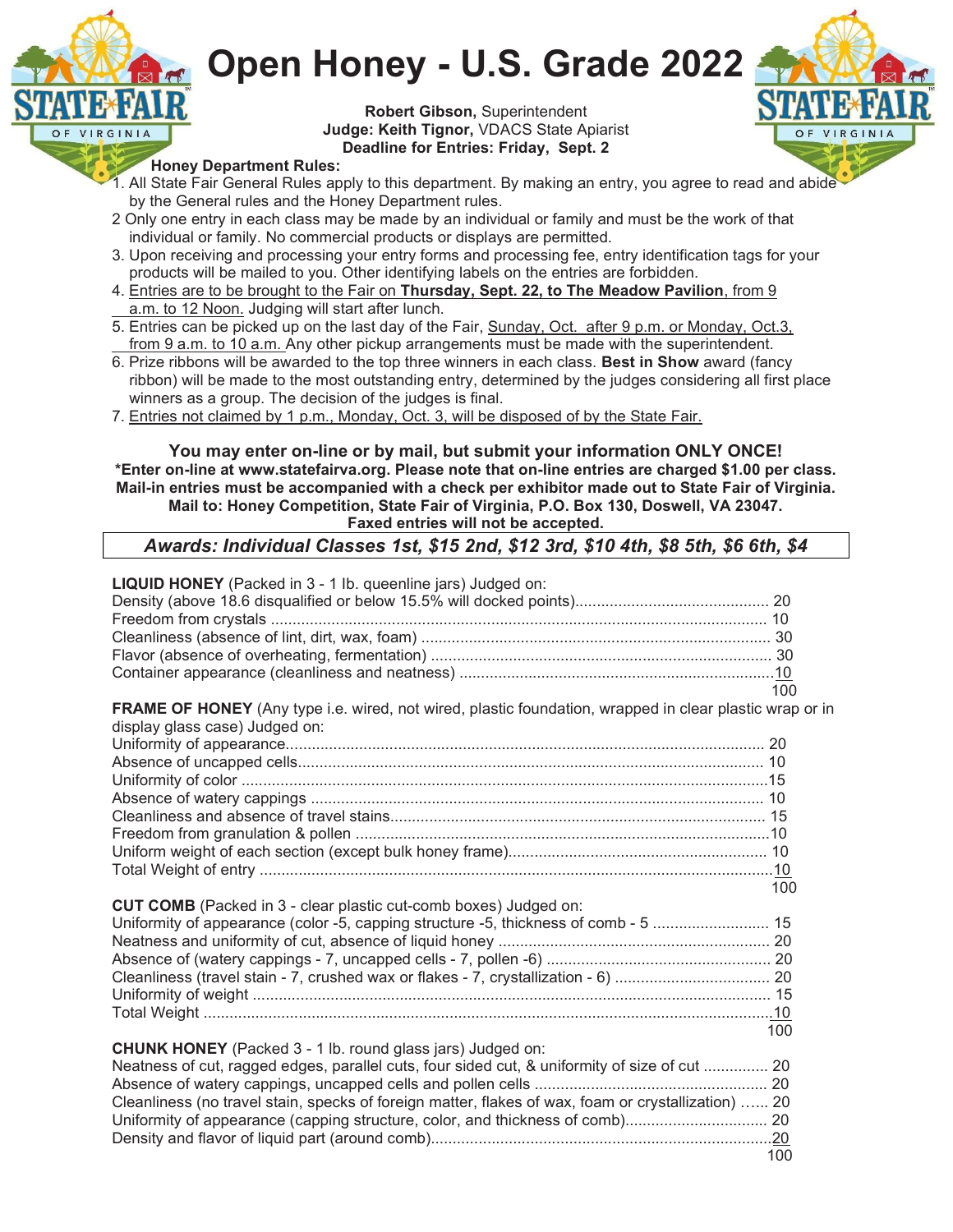# Open Honey - U.S. Grade 2022

**Robert Gibson,** Superintendent
**Judge: Keith Tignor,** VDACS State Apiarist
**Deadline for Entries: Friday, Sept. 2**

**Honey Department Rules:**

1. All State Fair General Rules apply to this department. By making an entry, you agree to read and abide by the General rules and the Honey Department rules.
2 Only one entry in each class may be made by an individual or family and must be the work of that individual or family. No commercial products or displays are permitted.
3. Upon receiving and processing your entry forms and processing fee, entry identification tags for your products will be mailed to you. Other identifying labels on the entries are forbidden.
4. Entries are to be brought to the Fair on **Thursday, Sept. 22, to The Meadow Pavilion**, from 9 a.m. to 12 Noon. Judging will start after lunch.
5. Entries can be picked up on the last day of the Fair, Sunday, Oct. after 9 p.m. or Monday, Oct.3, from 9 a.m. to 10 a.m. Any other pickup arrangements must be made with the superintendent.
6. Prize ribbons will be awarded to the top three winners in each class. **Best in Show** award (fancy ribbon) will be made to the most outstanding entry, determined by the judges considering all first place winners as a group. The decision of the judges is final.
7. Entries not claimed by 1 p.m., Monday, Oct. 3, will be disposed of by the State Fair.

**You may enter on-line or by mail, but submit your information ONLY ONCE!**
**\*Enter on-line at www.statefairva.org. Please note that on-line entries are charged $1.00 per class.**
**Mail-in entries must be accompanied with a check per exhibitor made out to State Fair of Virginia.**
**Mail to: Honey Competition, State Fair of Virginia, P.O. Box 130, Doswell, VA 23047.**
**Faxed entries will not be accepted.**

***Awards: Individual Classes 1st, $15 2nd, $12 3rd, $10 4th, $8 5th, $6 6th, $4***

**LIQUID HONEY** (Packed in 3 - 1 lb. queenline jars) Judged on:

| | |
|---|---|
| Density (above 18.6 disqualified or below 15.5% will docked points) | 20 |
| Freedom from crystals | 10 |
| Cleanliness (absence of lint, dirt, wax, foam) | 30 |
| Flavor (absence of overheating, fermentation) | 30 |
| Container appearance (cleanliness and neatness) | 10 |
| | 100 |

**FRAME OF HONEY** (Any type i.e. wired, not wired, plastic foundation, wrapped in clear plastic wrap or in display glass case) Judged on:

| | |
|---|---|
| Uniformity of appearance | 20 |
| Absence of uncapped cells | 10 |
| Uniformity of color | 15 |
| Absence of watery cappings | 10 |
| Cleanliness and absence of travel stains | 15 |
| Freedom from granulation & pollen | 10 |
| Uniform weight of each section (except bulk honey frame) | 10 |
| Total Weight of entry | 10 |
| | 100 |

**CUT COMB** (Packed in 3 - clear plastic cut-comb boxes) Judged on:

| | |
|---|---|
| Uniformity of appearance (color -5, capping structure -5, thickness of comb - 5 | 15 |
| Neatness and uniformity of cut, absence of liquid honey | 20 |
| Absence of (watery cappings - 7, uncapped cells - 7, pollen -6) | 20 |
| Cleanliness (travel stain - 7, crushed wax or flakes - 7, crystallization - 6) | 20 |
| Uniformity of weight | 15 |
| Total Weight | 10 |
| | 100 |

**CHUNK HONEY** (Packed 3 - 1 lb. round glass jars) Judged on:

| | |
|---|---|
| Neatness of cut, ragged edges, parallel cuts, four sided cut, & uniformity of size of cut | 20 |
| Absence of watery cappings, uncapped cells and pollen cells | 20 |
| Cleanliness (no travel stain, specks of foreign matter, flakes of wax, foam or crystallization) | 20 |
| Uniformity of appearance (capping structure, color, and thickness of comb) | 20 |
| Density and flavor of liquid part (around comb) | 20 |
| | 100 |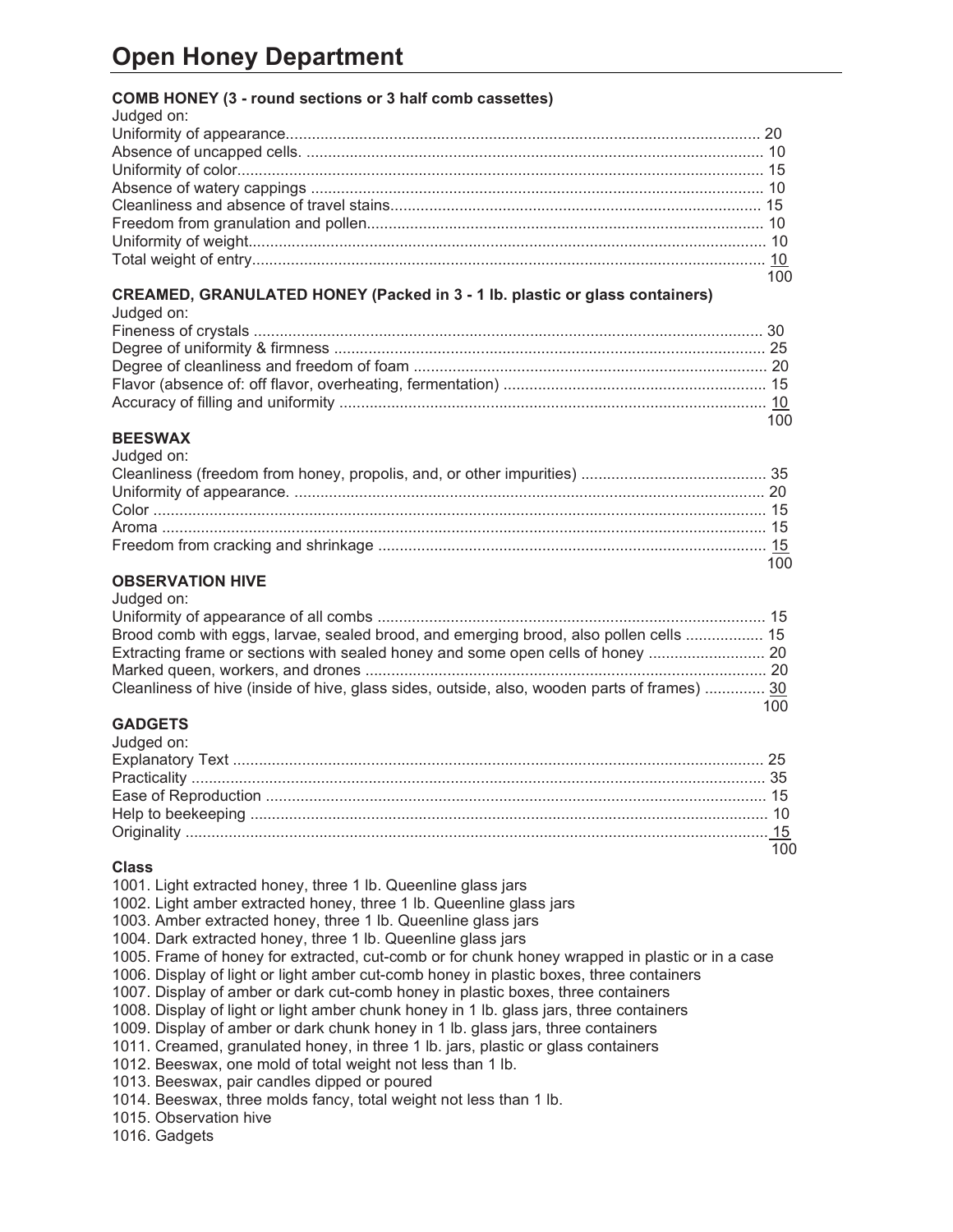# Open Honey Department

### COMB HONEY (3 - round sections or 3 half comb cassettes)

Judged on:

| Criteria | Points |
|---|---|
| Uniformity of appearance | 20 |
| Absence of uncapped cells. | 10 |
| Uniformity of color | 15 |
| Absence of watery cappings | 10 |
| Cleanliness and absence of travel stains | 15 |
| Freedom from granulation and pollen | 10 |
| Uniformity of weight | 10 |
| Total weight of entry | 10 |
| | 100 |

### CREAMED, GRANULATED HONEY (Packed in 3 - 1 lb. plastic or glass containers)

Judged on:

| Criteria | Points |
|---|---|
| Fineness of crystals | 30 |
| Degree of uniformity & firmness | 25 |
| Degree of cleanliness and freedom of foam | 20 |
| Flavor (absence of: off flavor, overheating, fermentation) | 15 |
| Accuracy of filling and uniformity | 10 |
| | 100 |

### BEESWAX

Judged on:

| Criteria | Points |
|---|---|
| Cleanliness (freedom from honey, propolis, and, or other impurities) | 35 |
| Uniformity of appearance. | 20 |
| Color | 15 |
| Aroma | 15 |
| Freedom from cracking and shrinkage | 15 |
| | 100 |

### OBSERVATION HIVE

Judged on:

| Criteria | Points |
|---|---|
| Uniformity of appearance of all combs | 15 |
| Brood comb with eggs, larvae, sealed brood, and emerging brood, also pollen cells | 15 |
| Extracting frame or sections with sealed honey and some open cells of honey | 20 |
| Marked queen, workers, and drones | 20 |
| Cleanliness of hive (inside of hive, glass sides, outside, also, wooden parts of frames) | 30 |
| | 100 |

### GADGETS

Judged on:

| Criteria | Points |
|---|---|
| Explanatory Text | 25 |
| Practicality | 35 |
| Ease of Reproduction | 15 |
| Help to beekeeping | 10 |
| Originality | 15 |
| | 100 |

### Class

1001. Light extracted honey, three 1 lb. Queenline glass jars
1002. Light amber extracted honey, three 1 lb. Queenline glass jars
1003. Amber extracted honey, three 1 lb. Queenline glass jars
1004. Dark extracted honey, three 1 lb. Queenline glass jars
1005. Frame of honey for extracted, cut-comb or for chunk honey wrapped in plastic or in a case
1006. Display of light or light amber cut-comb honey in plastic boxes, three containers
1007. Display of amber or dark cut-comb honey in plastic boxes, three containers
1008. Display of light or light amber chunk honey in 1 lb. glass jars, three containers
1009. Display of amber or dark chunk honey in 1 lb. glass jars, three containers
1011. Creamed, granulated honey, in three 1 lb. jars, plastic or glass containers
1012. Beeswax, one mold of total weight not less than 1 lb.
1013. Beeswax, pair candles dipped or poured
1014. Beeswax, three molds fancy, total weight not less than 1 lb.
1015. Observation hive
1016. Gadgets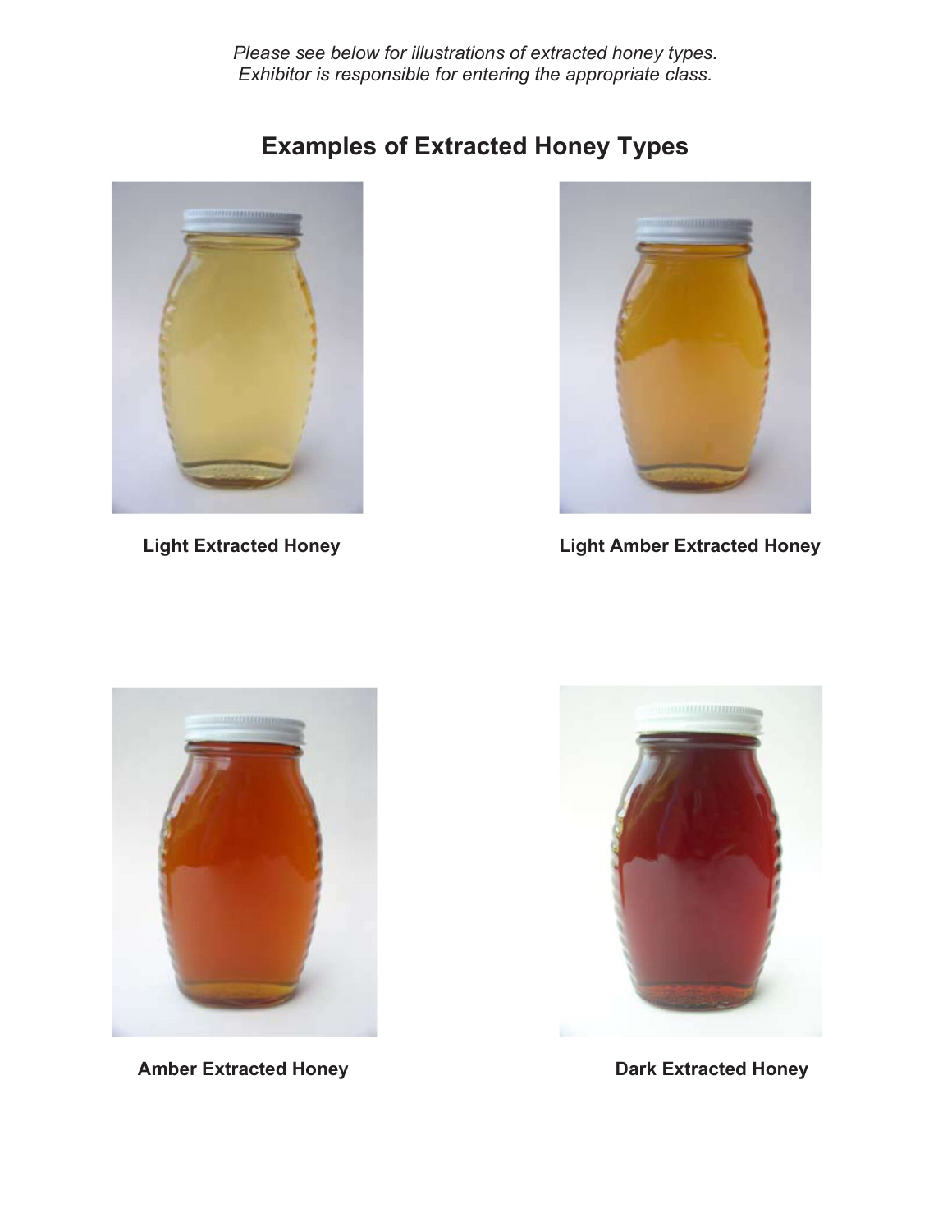*Please see below for illustrations of extracted honey types.*
*Exhibitor is responsible for entering the appropriate class.*

## Examples of Extracted Honey Types

**Light Extracted Honey**

**Light Amber Extracted Honey**

**Amber Extracted Honey**

**Dark Extracted Honey**